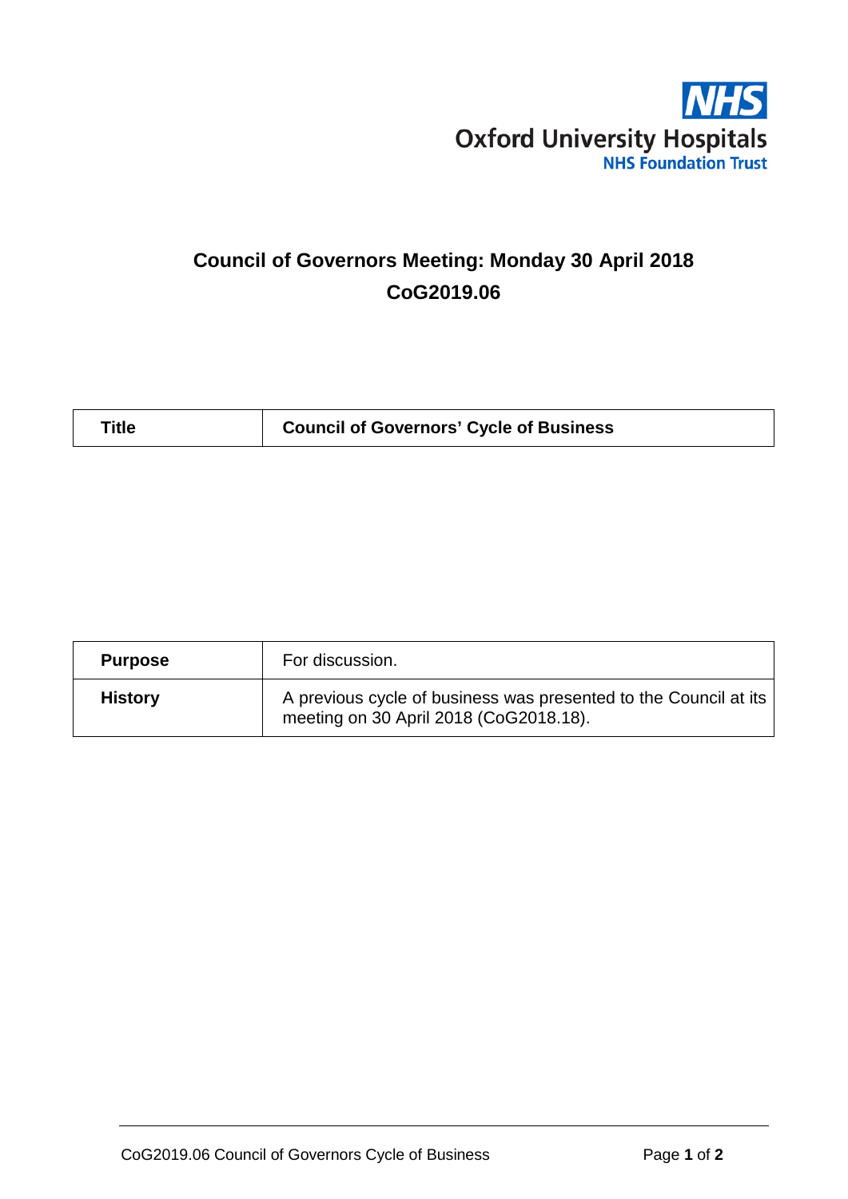Oxford University Hospitals
NHS Foundation Trust

# Council of Governors Meeting: Monday 30 April 2018
# CoG2019.06

| Title | Council of Governors' Cycle of Business |
|---|---|

| Purpose | For discussion. |
|---|---|
| History | A previous cycle of business was presented to the Council at its meeting on 30 April 2018 (CoG2018.18). |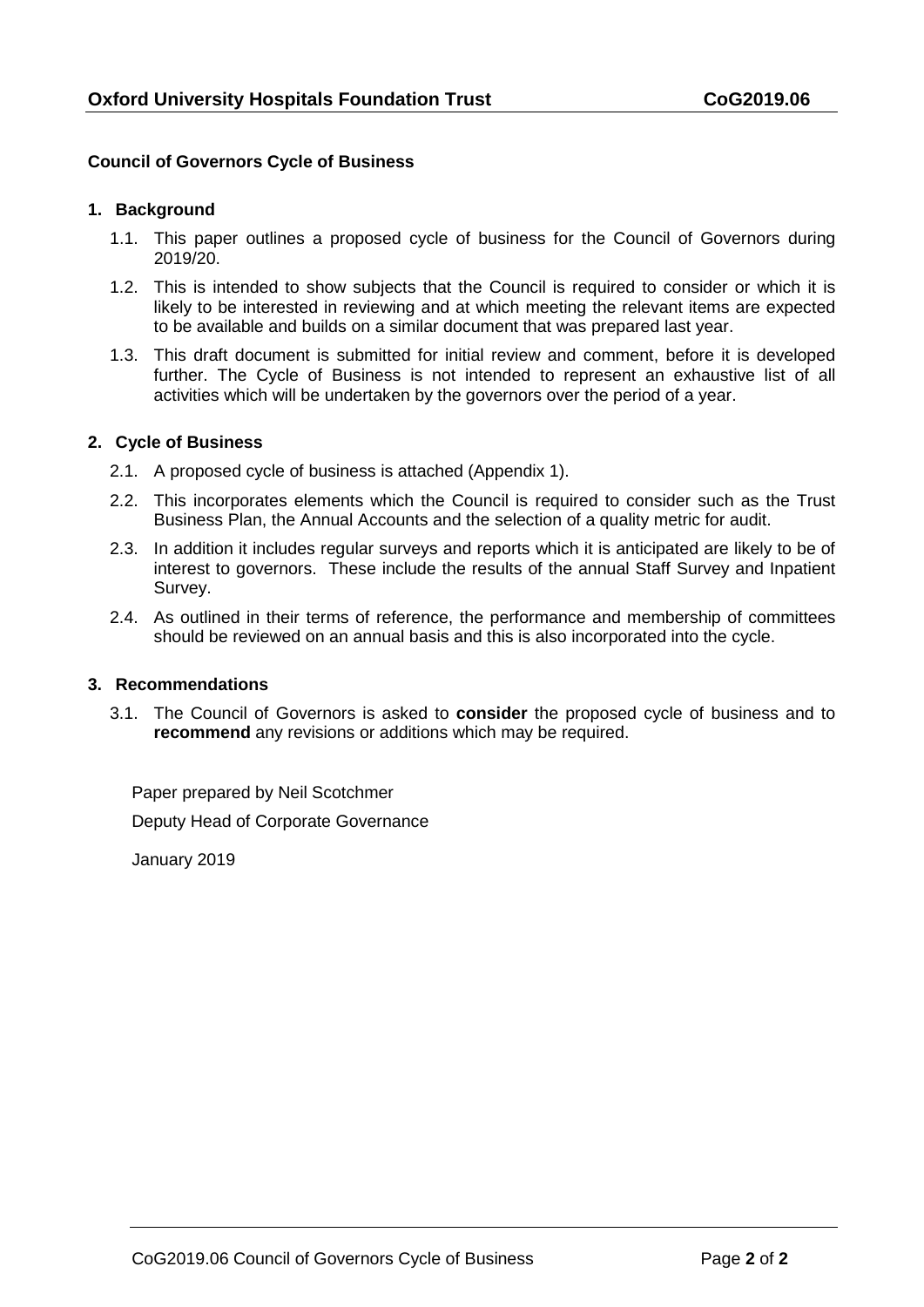## Council of Governors Cycle of Business

### 1. Background

1.1. This paper outlines a proposed cycle of business for the Council of Governors during 2019/20.

1.2. This is intended to show subjects that the Council is required to consider or which it is likely to be interested in reviewing and at which meeting the relevant items are expected to be available and builds on a similar document that was prepared last year.

1.3. This draft document is submitted for initial review and comment, before it is developed further. The Cycle of Business is not intended to represent an exhaustive list of all activities which will be undertaken by the governors over the period of a year.

### 2. Cycle of Business

2.1. A proposed cycle of business is attached (Appendix 1).

2.2. This incorporates elements which the Council is required to consider such as the Trust Business Plan, the Annual Accounts and the selection of a quality metric for audit.

2.3. In addition it includes regular surveys and reports which it is anticipated are likely to be of interest to governors. These include the results of the annual Staff Survey and Inpatient Survey.

2.4. As outlined in their terms of reference, the performance and membership of committees should be reviewed on an annual basis and this is also incorporated into the cycle.

### 3. Recommendations

3.1. The Council of Governors is asked to **consider** the proposed cycle of business and to **recommend** any revisions or additions which may be required.

Paper prepared by Neil Scotchmer

Deputy Head of Corporate Governance

January 2019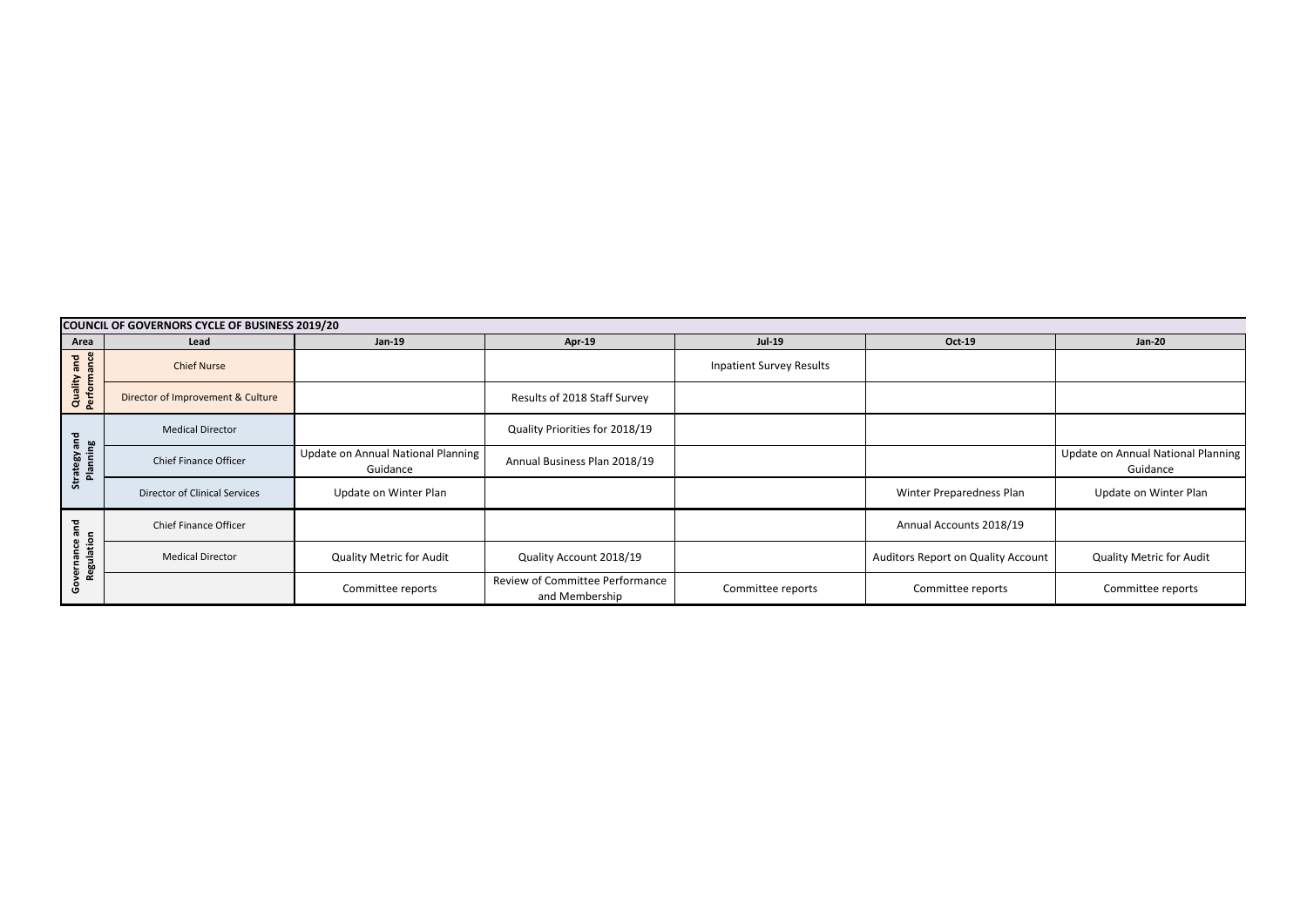| COUNCIL OF GOVERNORS CYCLE OF BUSINESS 2019/20 | | | | | | |
|---|---|---|---|---|---|---|
| **Area** | **Lead** | **Jan-19** | **Apr-19** | **Jul-19** | **Oct-19** | **Jan-20** |
| **Quality and Performance** | Chief Nurse | | | Inpatient Survey Results | | |
| | Director of Improvement & Culture | | Results of 2018 Staff Survey | | | |
| **Strategy and Planning** | Medical Director | | Quality Priorities for 2018/19 | | | |
| | Chief Finance Officer | Update on Annual National Planning Guidance | Annual Business Plan 2018/19 | | | Update on Annual National Planning Guidance |
| | Director of Clinical Services | Update on Winter Plan | | | Winter Preparedness Plan | Update on Winter Plan |
| **Governance and Regulation** | Chief Finance Officer | | | | Annual Accounts 2018/19 | |
| | Medical Director | Quality Metric for Audit | Quality Account 2018/19 | | Auditors Report on Quality Account | Quality Metric for Audit |
| | | Committee reports | Review of Committee Performance and Membership | Committee reports | Committee reports | Committee reports |